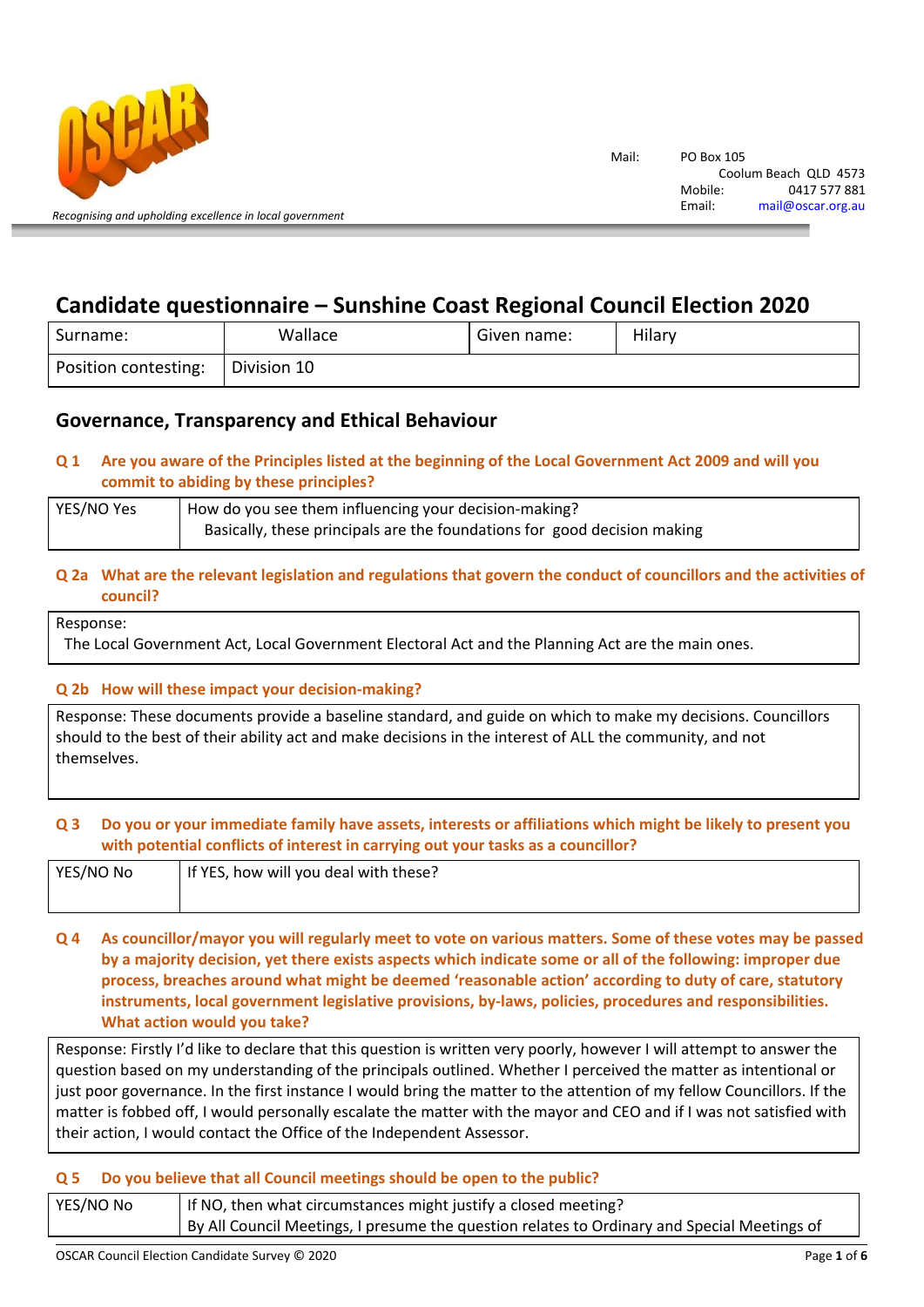*Recognising and upholding excellence in local government*

Mail: PO Box 105
Coolum Beach QLD 4573
Mobile: 0417 577 881
Email: mail@oscar.org.au

# Candidate questionnaire – Sunshine Coast Regional Council Election 2020

| Surname: | Wallace | Given name: | Hilary |
|---|---|---|---|
| Position contesting: | Division 10 | | |

## Governance, Transparency and Ethical Behaviour

### Q 1 Are you aware of the Principles listed at the beginning of the Local Government Act 2009 and will you commit to abiding by these principles?

| YES/NO Yes | How do you see them influencing your decision-making? Basically, these principals are the foundations for good decision making |
|---|---|

### Q 2a What are the relevant legislation and regulations that govern the conduct of councillors and the activities of council?

Response:
The Local Government Act, Local Government Electoral Act and the Planning Act are the main ones.

### Q 2b How will these impact your decision-making?

Response: These documents provide a baseline standard, and guide on which to make my decisions. Councillors should to the best of their ability act and make decisions in the interest of ALL the community, and not themselves.

### Q 3 Do you or your immediate family have assets, interests or affiliations which might be likely to present you with potential conflicts of interest in carrying out your tasks as a councillor?

| YES/NO No | If YES, how will you deal with these? |
|---|---|

### Q 4 As councillor/mayor you will regularly meet to vote on various matters. Some of these votes may be passed by a majority decision, yet there exists aspects which indicate some or all of the following: improper due process, breaches around what might be deemed 'reasonable action' according to duty of care, statutory instruments, local government legislative provisions, by-laws, policies, procedures and responsibilities. What action would you take?

Response: Firstly I'd like to declare that this question is written very poorly, however I will attempt to answer the question based on my understanding of the principals outlined. Whether I perceived the matter as intentional or just poor governance. In the first instance I would bring the matter to the attention of my fellow Councillors. If the matter is fobbed off, I would personally escalate the matter with the mayor and CEO and if I was not satisfied with their action, I would contact the Office of the Independent Assessor.

### Q 5 Do you believe that all Council meetings should be open to the public?

| YES/NO No | If NO, then what circumstances might justify a closed meeting? By All Council Meetings, I presume the question relates to Ordinary and Special Meetings of |
|---|---|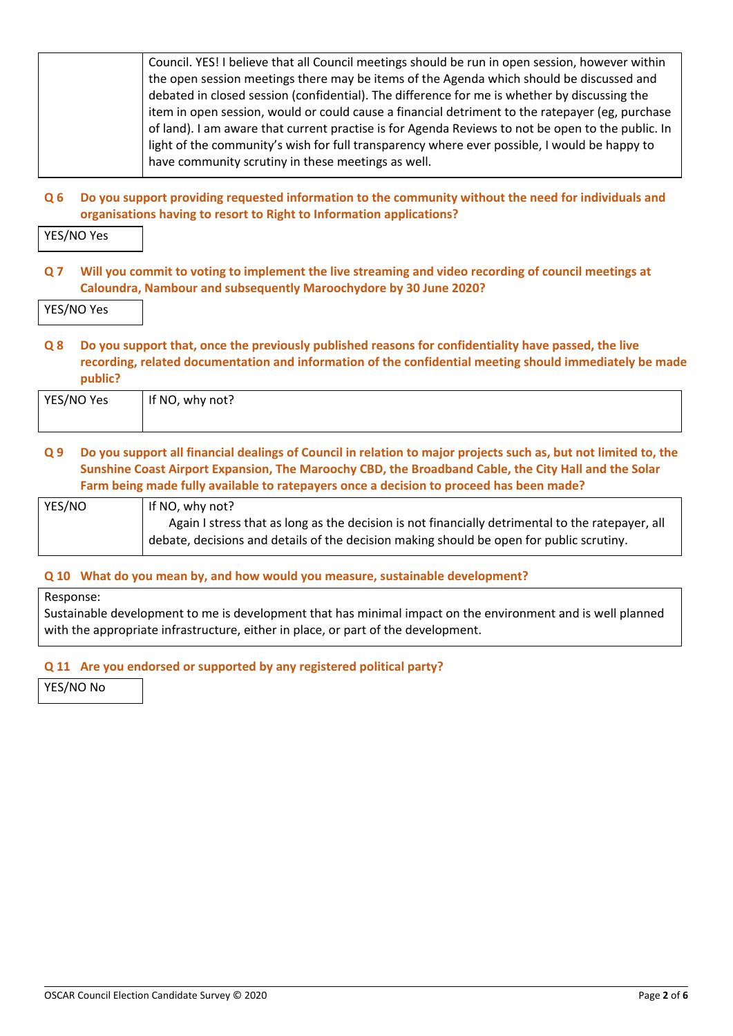| | Council. YES! I believe that all Council meetings should be run in open session, however within the open session meetings there may be items of the Agenda which should be discussed and debated in closed session (confidential). The difference for me is whether by discussing the item in open session, would or could cause a financial detriment to the ratepayer (eg, purchase of land). I am aware that current practise is for Agenda Reviews to not be open to the public. In light of the community's wish for full transparency where ever possible, I would be happy to have community scrutiny in these meetings as well. |
|---|---|

**Q 6 Do you support providing requested information to the community without the need for individuals and organisations having to resort to Right to Information applications?**

| YES/NO Yes |
|---|

**Q 7 Will you commit to voting to implement the live streaming and video recording of council meetings at Caloundra, Nambour and subsequently Maroochydore by 30 June 2020?**

| YES/NO Yes |
|---|

**Q 8 Do you support that, once the previously published reasons for confidentiality have passed, the live recording, related documentation and information of the confidential meeting should immediately be made public?**

| YES/NO Yes | If NO, why not? |
|---|---|

**Q 9 Do you support all financial dealings of Council in relation to major projects such as, but not limited to, the Sunshine Coast Airport Expansion, The Maroochy CBD, the Broadband Cable, the City Hall and the Solar Farm being made fully available to ratepayers once a decision to proceed has been made?**

| YES/NO | If NO, why not? Again I stress that as long as the decision is not financially detrimental to the ratepayer, all debate, decisions and details of the decision making should be open for public scrutiny. |
|---|---|

**Q 10 What do you mean by, and how would you measure, sustainable development?**

Response:
Sustainable development to me is development that has minimal impact on the environment and is well planned with the appropriate infrastructure, either in place, or part of the development.

**Q 11 Are you endorsed or supported by any registered political party?**

| YES/NO No |
|---|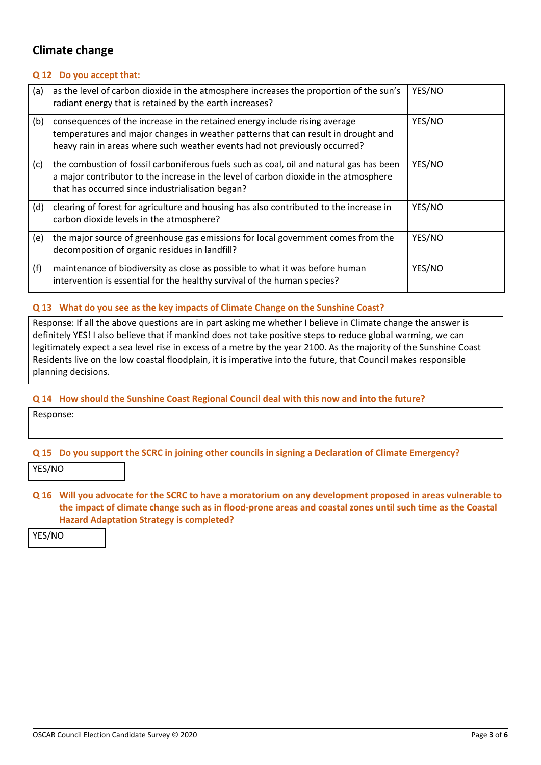## Climate change

### Q 12 Do you accept that:

| | | |
|---|---|---|
| (a) | as the level of carbon dioxide in the atmosphere increases the proportion of the sun's radiant energy that is retained by the earth increases? | YES/NO |
| (b) | consequences of the increase in the retained energy include rising average temperatures and major changes in weather patterns that can result in drought and heavy rain in areas where such weather events had not previously occurred? | YES/NO |
| (c) | the combustion of fossil carboniferous fuels such as coal, oil and natural gas has been a major contributor to the increase in the level of carbon dioxide in the atmosphere that has occurred since industrialisation began? | YES/NO |
| (d) | clearing of forest for agriculture and housing has also contributed to the increase in carbon dioxide levels in the atmosphere? | YES/NO |
| (e) | the major source of greenhouse gas emissions for local government comes from the decomposition of organic residues in landfill? | YES/NO |
| (f) | maintenance of biodiversity as close as possible to what it was before human intervention is essential for the healthy survival of the human species? | YES/NO |

### Q 13 What do you see as the key impacts of Climate Change on the Sunshine Coast?

Response: If all the above questions are in part asking me whether I believe in Climate change the answer is definitely YES! I also believe that if mankind does not take positive steps to reduce global warming, we can legitimately expect a sea level rise in excess of a metre by the year 2100. As the majority of the Sunshine Coast Residents live on the low coastal floodplain, it is imperative into the future, that Council makes responsible planning decisions.

### Q 14 How should the Sunshine Coast Regional Council deal with this now and into the future?

Response:

### Q 15 Do you support the SCRC in joining other councils in signing a Declaration of Climate Emergency?

YES/NO

### Q 16 Will you advocate for the SCRC to have a moratorium on any development proposed in areas vulnerable to the impact of climate change such as in flood-prone areas and coastal zones until such time as the Coastal Hazard Adaptation Strategy is completed?

YES/NO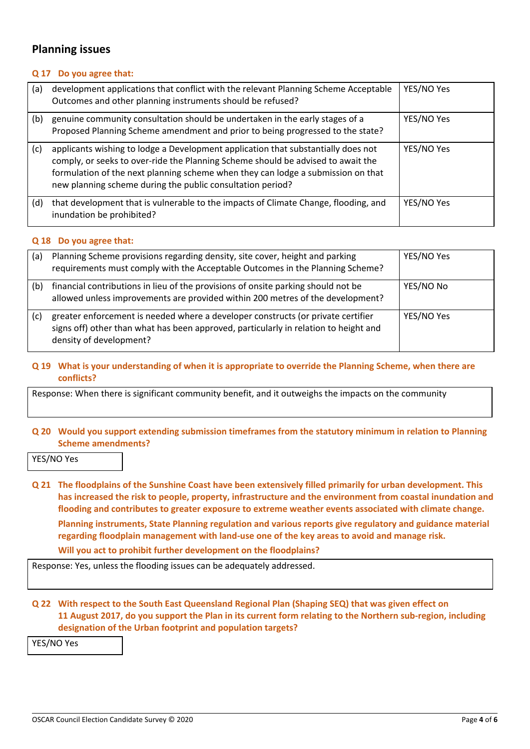## Planning issues

**Q 17 Do you agree that:**

| | | |
|---|---|---|
| (a) | development applications that conflict with the relevant Planning Scheme Acceptable Outcomes and other planning instruments should be refused? | YES/NO Yes |
| (b) | genuine community consultation should be undertaken in the early stages of a Proposed Planning Scheme amendment and prior to being progressed to the state? | YES/NO Yes |
| (c) | applicants wishing to lodge a Development application that substantially does not comply, or seeks to over-ride the Planning Scheme should be advised to await the formulation of the next planning scheme when they can lodge a submission on that new planning scheme during the public consultation period? | YES/NO Yes |
| (d) | that development that is vulnerable to the impacts of Climate Change, flooding, and inundation be prohibited? | YES/NO Yes |

**Q 18 Do you agree that:**

| | | |
|---|---|---|
| (a) | Planning Scheme provisions regarding density, site cover, height and parking requirements must comply with the Acceptable Outcomes in the Planning Scheme? | YES/NO Yes |
| (b) | financial contributions in lieu of the provisions of onsite parking should not be allowed unless improvements are provided within 200 metres of the development? | YES/NO No |
| (c) | greater enforcement is needed where a developer constructs (or private certifier signs off) other than what has been approved, particularly in relation to height and density of development? | YES/NO Yes |

**Q 19 What is your understanding of when it is appropriate to override the Planning Scheme, when there are conflicts?**

Response: When there is significant community benefit, and it outweighs the impacts on the community

**Q 20 Would you support extending submission timeframes from the statutory minimum in relation to Planning Scheme amendments?**

YES/NO Yes

**Q 21 The floodplains of the Sunshine Coast have been extensively filled primarily for urban development. This has increased the risk to people, property, infrastructure and the environment from coastal inundation and flooding and contributes to greater exposure to extreme weather events associated with climate change.**

**Planning instruments, State Planning regulation and various reports give regulatory and guidance material regarding floodplain management with land-use one of the key areas to avoid and manage risk.**

**Will you act to prohibit further development on the floodplains?**

Response: Yes, unless the flooding issues can be adequately addressed.

**Q 22 With respect to the South East Queensland Regional Plan (Shaping SEQ) that was given effect on 11 August 2017, do you support the Plan in its current form relating to the Northern sub-region, including designation of the Urban footprint and population targets?**

YES/NO Yes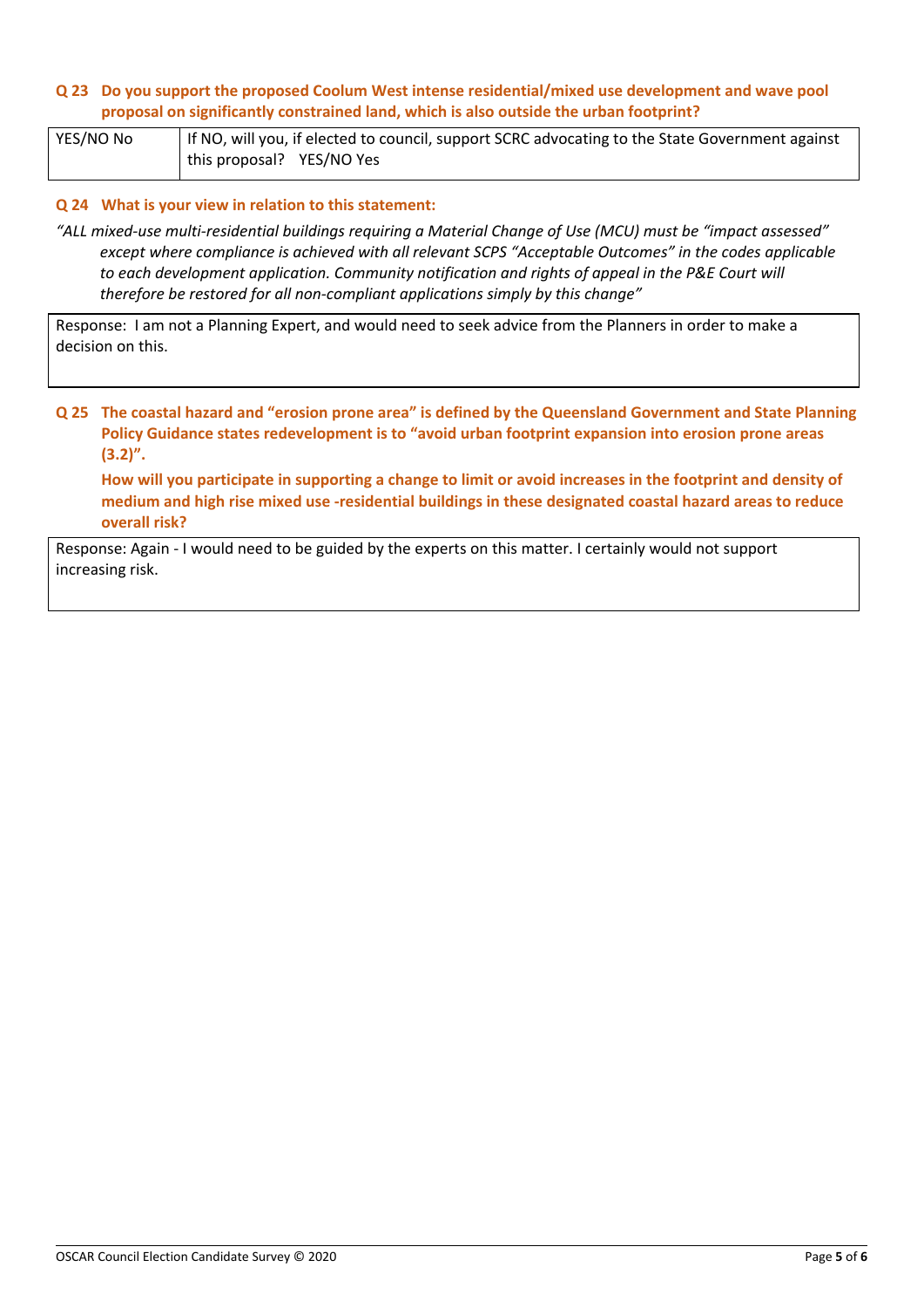**Q 23 Do you support the proposed Coolum West intense residential/mixed use development and wave pool proposal on significantly constrained land, which is also outside the urban footprint?**

| YES/NO No | If NO, will you, if elected to council, support SCRC advocating to the State Government against this proposal? YES/NO Yes |
|---|---|

**Q 24 What is your view in relation to this statement:**

*"ALL mixed-use multi-residential buildings requiring a Material Change of Use (MCU) must be "impact assessed" except where compliance is achieved with all relevant SCPS "Acceptable Outcomes" in the codes applicable to each development application. Community notification and rights of appeal in the P&E Court will therefore be restored for all non-compliant applications simply by this change"*

Response: I am not a Planning Expert, and would need to seek advice from the Planners in order to make a decision on this.

**Q 25 The coastal hazard and "erosion prone area" is defined by the Queensland Government and State Planning Policy Guidance states redevelopment is to "avoid urban footprint expansion into erosion prone areas (3.2)".**

**How will you participate in supporting a change to limit or avoid increases in the footprint and density of medium and high rise mixed use -residential buildings in these designated coastal hazard areas to reduce overall risk?**

Response: Again - I would need to be guided by the experts on this matter. I certainly would not support increasing risk.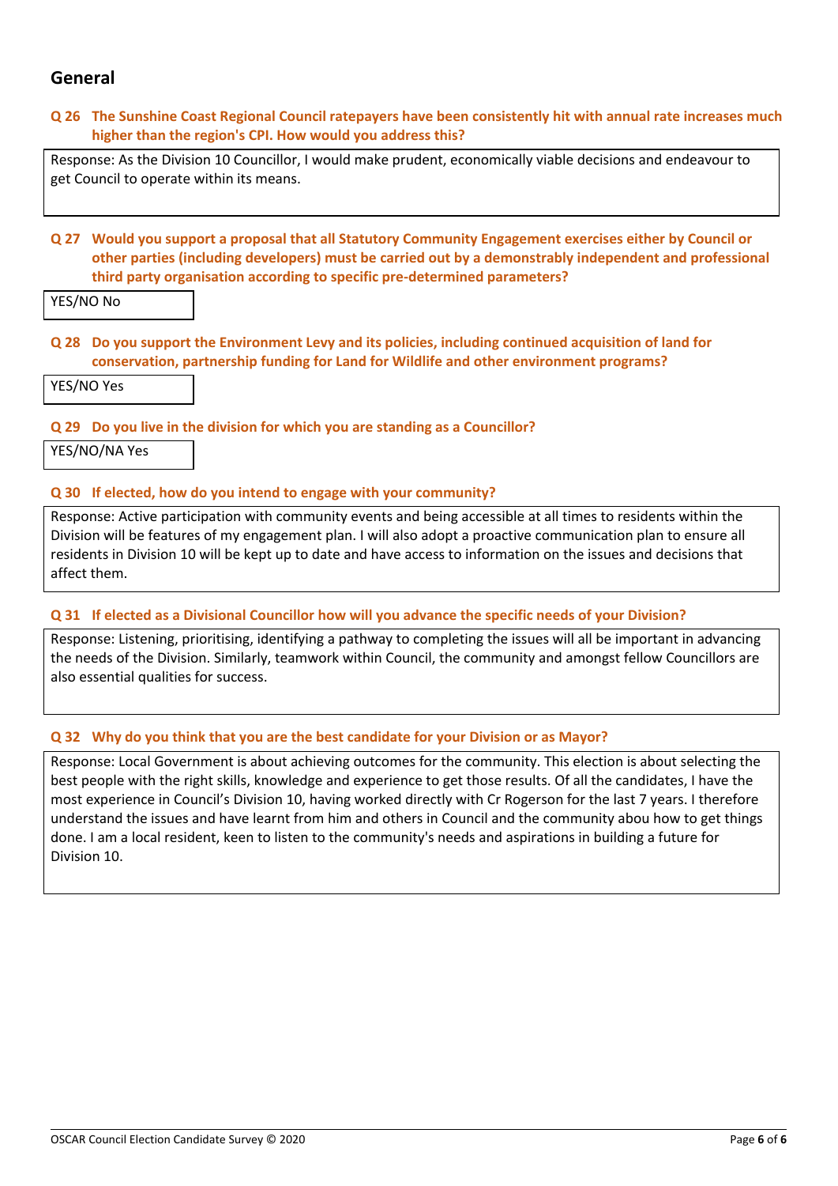## General

**Q 26 The Sunshine Coast Regional Council ratepayers have been consistently hit with annual rate increases much higher than the region's CPI. How would you address this?**

Response: As the Division 10 Councillor, I would make prudent, economically viable decisions and endeavour to get Council to operate within its means.

**Q 27 Would you support a proposal that all Statutory Community Engagement exercises either by Council or other parties (including developers) must be carried out by a demonstrably independent and professional third party organisation according to specific pre-determined parameters?**

YES/NO No

**Q 28 Do you support the Environment Levy and its policies, including continued acquisition of land for conservation, partnership funding for Land for Wildlife and other environment programs?**

YES/NO Yes

**Q 29 Do you live in the division for which you are standing as a Councillor?**

YES/NO/NA Yes

**Q 30 If elected, how do you intend to engage with your community?**

Response: Active participation with community events and being accessible at all times to residents within the Division will be features of my engagement plan. I will also adopt a proactive communication plan to ensure all residents in Division 10 will be kept up to date and have access to information on the issues and decisions that affect them.

**Q 31 If elected as a Divisional Councillor how will you advance the specific needs of your Division?**

Response: Listening, prioritising, identifying a pathway to completing the issues will all be important in advancing the needs of the Division. Similarly, teamwork within Council, the community and amongst fellow Councillors are also essential qualities for success.

**Q 32 Why do you think that you are the best candidate for your Division or as Mayor?**

Response: Local Government is about achieving outcomes for the community. This election is about selecting the best people with the right skills, knowledge and experience to get those results. Of all the candidates, I have the most experience in Council's Division 10, having worked directly with Cr Rogerson for the last 7 years. I therefore understand the issues and have learnt from him and others in Council and the community abou how to get things done. I am a local resident, keen to listen to the community's needs and aspirations in building a future for Division 10.